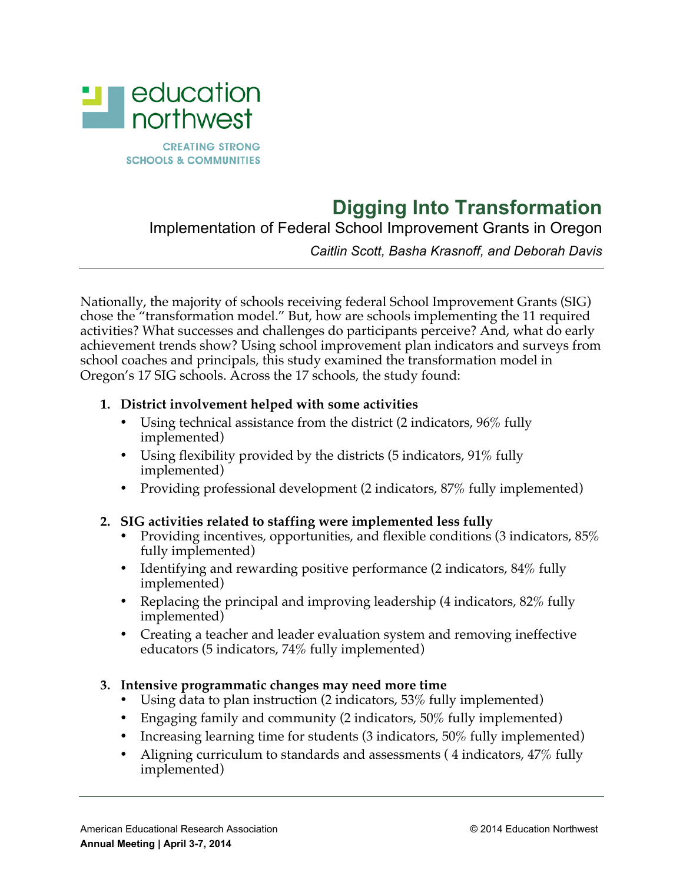education northwest

CREATING STRONG SCHOOLS & COMMUNITIES

# Digging Into Transformation

## Implementation of Federal School Improvement Grants in Oregon

*Caitlin Scott, Basha Krasnoff, and Deborah Davis*

---

Nationally, the majority of schools receiving federal School Improvement Grants (SIG) chose the "transformation model." But, how are schools implementing the 11 required activities? What successes and challenges do participants perceive? And, what do early achievement trends show? Using school improvement plan indicators and surveys from school coaches and principals, this study examined the transformation model in Oregon's 17 SIG schools. Across the 17 schools, the study found:

1. **District involvement helped with some activities**
   - Using technical assistance from the district (2 indicators, 96% fully implemented)
   - Using flexibility provided by the districts (5 indicators, 91% fully implemented)
   - Providing professional development (2 indicators, 87% fully implemented)

2. **SIG activities related to staffing were implemented less fully**
   - Providing incentives, opportunities, and flexible conditions (3 indicators, 85% fully implemented)
   - Identifying and rewarding positive performance (2 indicators, 84% fully implemented)
   - Replacing the principal and improving leadership (4 indicators, 82% fully implemented)
   - Creating a teacher and leader evaluation system and removing ineffective educators (5 indicators, 74% fully implemented)

3. **Intensive programmatic changes may need more time**
   - Using data to plan instruction (2 indicators, 53% fully implemented)
   - Engaging family and community (2 indicators, 50% fully implemented)
   - Increasing learning time for students (3 indicators, 50% fully implemented)
   - Aligning curriculum to standards and assessments ( 4 indicators, 47% fully implemented)

---

American Educational Research Association
**Annual Meeting | April 3-7, 2014**

© 2014 Education Northwest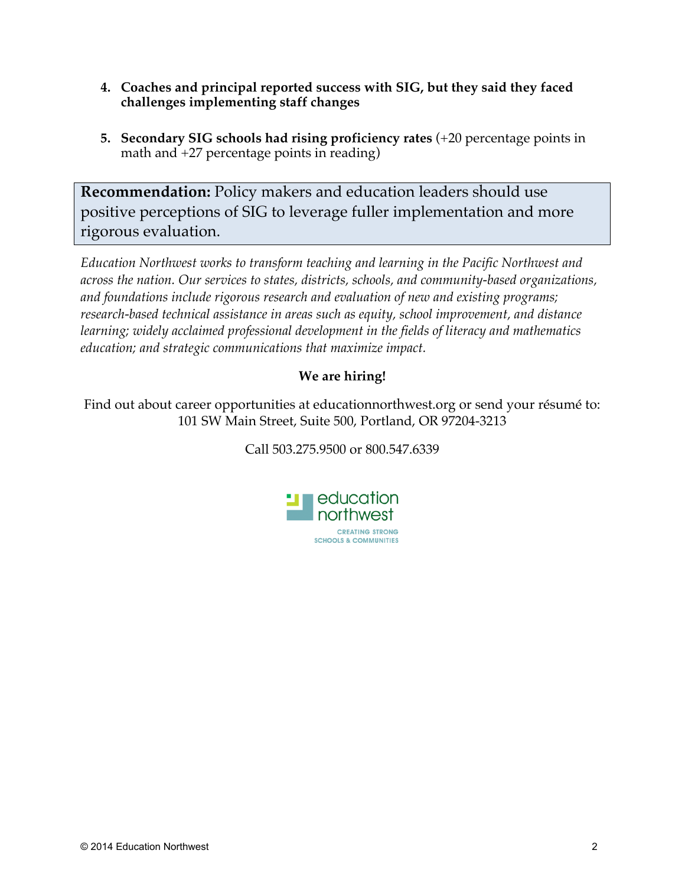4. **Coaches and principal reported success with SIG, but they said they faced challenges implementing staff changes**

5. **Secondary SIG schools had rising proficiency rates** (+20 percentage points in math and +27 percentage points in reading)

**Recommendation:** Policy makers and education leaders should use positive perceptions of SIG to leverage fuller implementation and more rigorous evaluation.

*Education Northwest works to transform teaching and learning in the Pacific Northwest and across the nation. Our services to states, districts, schools, and community-based organizations, and foundations include rigorous research and evaluation of new and existing programs; research-based technical assistance in areas such as equity, school improvement, and distance learning; widely acclaimed professional development in the fields of literacy and mathematics education; and strategic communications that maximize impact.*

**We are hiring!**

Find out about career opportunities at educationnorthwest.org or send your résumé to:
101 SW Main Street, Suite 500, Portland, OR 97204-3213

Call 503.275.9500 or 800.547.6339

education northwest
CREATING STRONG SCHOOLS & COMMUNITIES

© 2014 Education Northwest